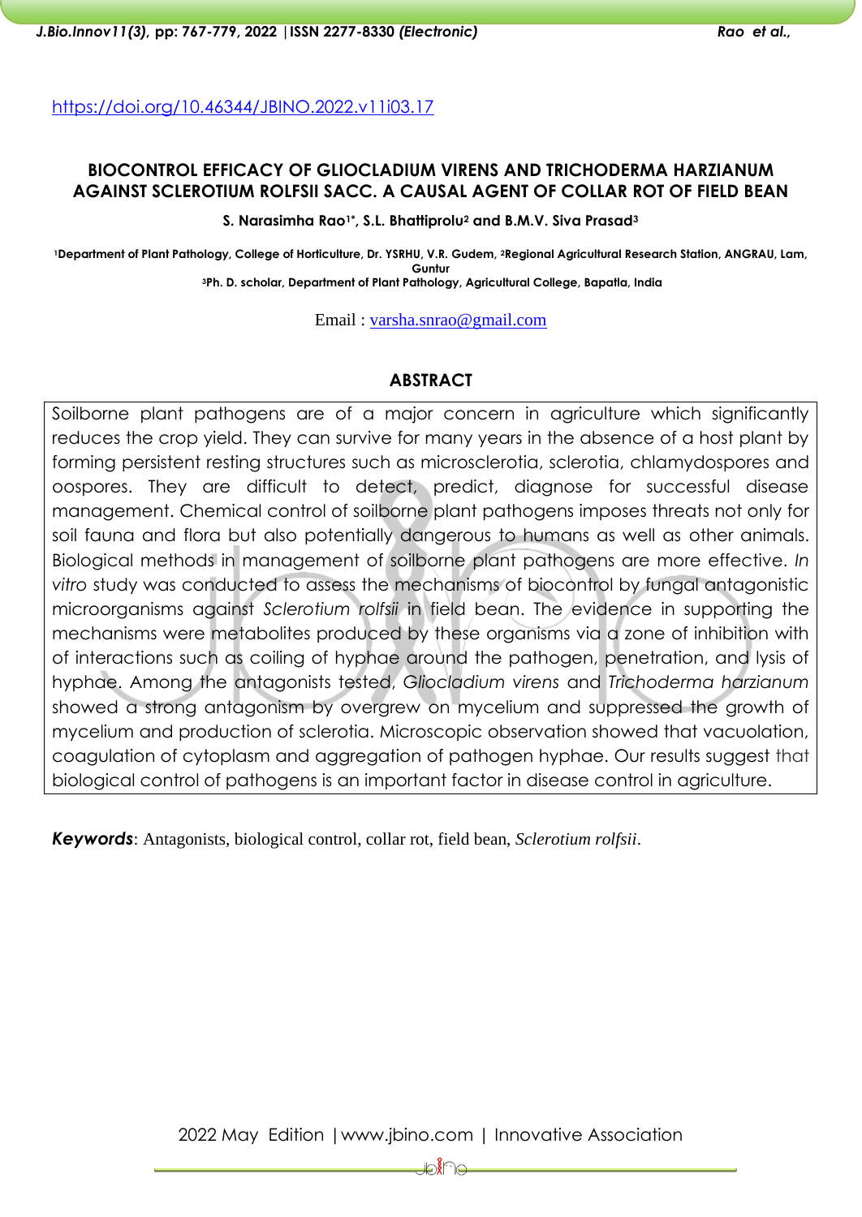https://doi.org/10.46344/JBINO.2022.v11i03.17

# BIOCONTROL EFFICACY OF GLIOCLADIUM VIRENS AND TRICHODERMA HARZIANUM AGAINST SCLEROTIUM ROLFSII SACC. A CAUSAL AGENT OF COLLAR ROT OF FIELD BEAN

**S. Narasimha Rao[1*], S.L. Bhattiprolu[2] and B.M.V. Siva Prasad[3]**

[1]Department of Plant Pathology, College of Horticulture, Dr. YSRHU, V.R. Gudem, [2]Regional Agricultural Research Station, ANGRAU, Lam, Guntur
[3]Ph. D. scholar, Department of Plant Pathology, Agricultural College, Bapatla, India

Email : varsha.snrao@gmail.com

## ABSTRACT

Soilborne plant pathogens are of a major concern in agriculture which significantly reduces the crop yield. They can survive for many years in the absence of a host plant by forming persistent resting structures such as microsclerotia, sclerotia, chlamydospores and oospores. They are difficult to detect, predict, diagnose for successful disease management. Chemical control of soilborne plant pathogens imposes threats not only for soil fauna and flora but also potentially dangerous to humans as well as other animals. Biological methods in management of soilborne plant pathogens are more effective. *In vitro* study was conducted to assess the mechanisms of biocontrol by fungal antagonistic microorganisms against *Sclerotium rolfsii* in field bean. The evidence in supporting the mechanisms were metabolites produced by these organisms via a zone of inhibition with of interactions such as coiling of hyphae around the pathogen, penetration, and lysis of hyphae. Among the antagonists tested, *Gliocladium virens* and *Trichoderma harzianum* showed a strong antagonism by overgrew on mycelium and suppressed the growth of mycelium and production of sclerotia. Microscopic observation showed that vacuolation, coagulation of cytoplasm and aggregation of pathogen hyphae. Our results suggest that biological control of pathogens is an important factor in disease control in agriculture.

***Keywords***: Antagonists, biological control, collar rot, field bean, *Sclerotium rolfsii*.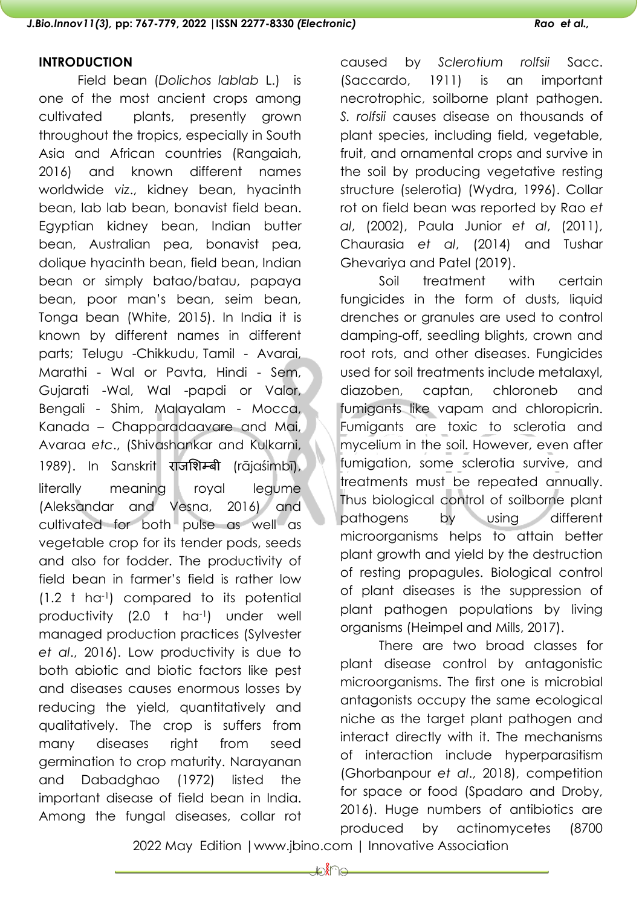## INTRODUCTION

Field bean (*Dolichos lablab* L.) is one of the most ancient crops among cultivated plants, presently grown throughout the tropics, especially in South Asia and African countries (Rangaiah, 2016) and known different names worldwide *viz*., kidney bean, hyacinth bean, lab lab bean, bonavist field bean. Egyptian kidney bean, Indian butter bean, Australian pea, bonavist pea, dolique hyacinth bean, field bean, Indian bean or simply batao/batau, papaya bean, poor man's bean, seim bean, Tonga bean (White, 2015). In India it is known by different names in different parts; Telugu -Chikkudu, Tamil - Avarai, Marathi - Wal or Pavta, Hindi - Sem, Gujarati -Wal, Wal -papdi or Valor, Bengali - Shim, Malayalam - Mocca, Kanada – Chapparadaavare and Mai, Avaraa *etc*., (Shivashankar and Kulkarni, 1989). In Sanskrit राजशिम्बी (rājaśimbī), literally meaning royal legume (Aleksandar and Vesna, 2016) and cultivated for both pulse as well as vegetable crop for its tender pods, seeds and also for fodder. The productivity of field bean in farmer's field is rather low (1.2 t ha$^{-1}$) compared to its potential productivity (2.0 t ha$^{-1}$) under well managed production practices (Sylvester *et al*., 2016). Low productivity is due to both abiotic and biotic factors like pest and diseases causes enormous losses by reducing the yield, quantitatively and qualitatively. The crop is suffers from many diseases right from seed germination to crop maturity. Narayanan and Dabadghao (1972) listed the important disease of field bean in India. Among the fungal diseases, collar rot caused by *Sclerotium rolfsii* Sacc. (Saccardo, 1911) is an important necrotrophic, soilborne plant pathogen. *S. rolfsii* causes disease on thousands of plant species, including field, vegetable, fruit, and ornamental crops and survive in the soil by producing vegetative resting structure (selerotia) (Wydra, 1996). Collar rot on field bean was reported by Rao *et al*, (2002), Paula Junior *et al*, (2011), Chaurasia *et al*, (2014) and Tushar Ghevariya and Patel (2019).

Soil treatment with certain fungicides in the form of dusts, liquid drenches or granules are used to control damping-off, seedling blights, crown and root rots, and other diseases. Fungicides used for soil treatments include metalaxyl, diazoben, captan, chloroneb and fumigants like vapam and chloropicrin. Fumigants are toxic to sclerotia and mycelium in the soil. However, even after fumigation, some sclerotia survive, and treatments must be repeated annually. Thus biological control of soilborne plant pathogens by using different microorganisms helps to attain better plant growth and yield by the destruction of resting propagules. Biological control of plant diseases is the suppression of plant pathogen populations by living organisms (Heimpel and Mills, 2017).

There are two broad classes for plant disease control by antagonistic microorganisms. The first one is microbial antagonists occupy the same ecological niche as the target plant pathogen and interact directly with it. The mechanisms of interaction include hyperparasitism (Ghorbanpour *et al*., 2018), competition for space or food (Spadaro and Droby, 2016). Huge numbers of antibiotics are produced by actinomycetes (8700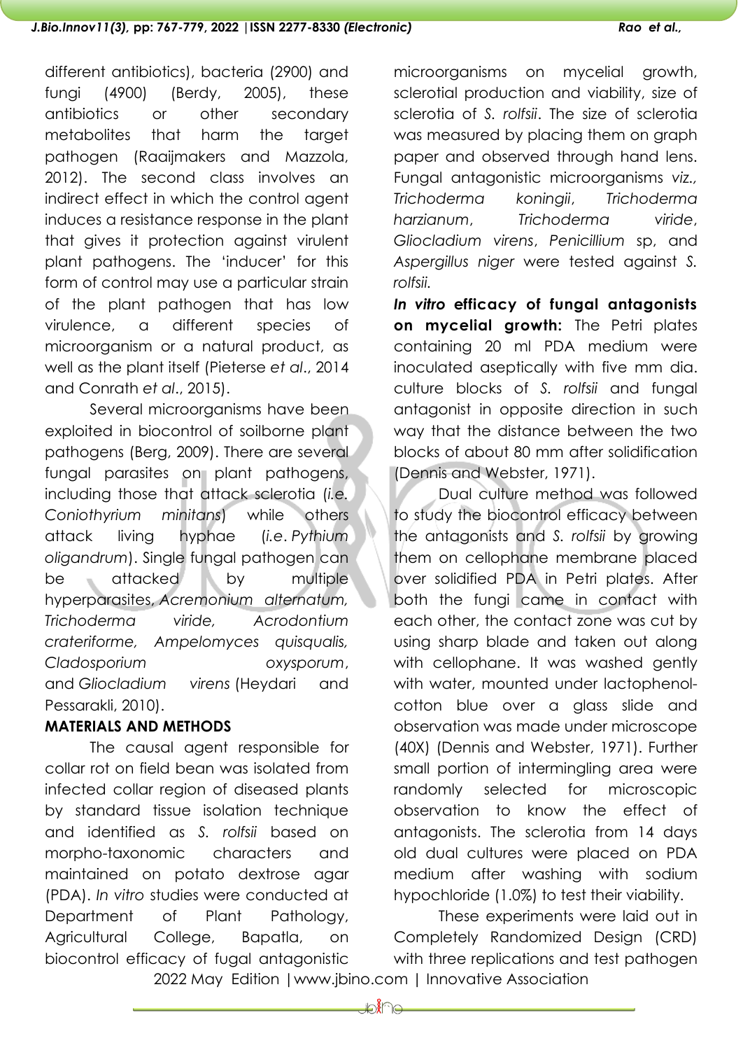different antibiotics), bacteria (2900) and fungi (4900) (Berdy, 2005), these antibiotics or other secondary metabolites that harm the target pathogen (Raaijmakers and Mazzola, 2012). The second class involves an indirect effect in which the control agent induces a resistance response in the plant that gives it protection against virulent plant pathogens. The 'inducer' for this form of control may use a particular strain of the plant pathogen that has low virulence, a different species of microorganism or a natural product, as well as the plant itself (Pieterse *et al*., 2014 and Conrath *et al*., 2015).

Several microorganisms have been exploited in biocontrol of soilborne plant pathogens (Berg, 2009). There are several fungal parasites on plant pathogens, including those that attack sclerotia (*i.e. Coniothyrium minitans*) while others attack living hyphae (*i.e*. *Pythium oligandrum*). Single fungal pathogen can be attacked by multiple hyperparasites, *Acremonium alternatum, Trichoderma viride, Acrodontium crateriforme, Ampelomyces quisqualis, Cladosporium oxysporum*, and *Gliocladium virens* (Heydari and Pessarakli, 2010).

## MATERIALS AND METHODS

The causal agent responsible for collar rot on field bean was isolated from infected collar region of diseased plants by standard tissue isolation technique and identified as *S. rolfsii* based on morpho-taxonomic characters and maintained on potato dextrose agar (PDA). *In vitro* studies were conducted at Department of Plant Pathology, Agricultural College, Bapatla, on biocontrol efficacy of fugal antagonistic microorganisms on mycelial growth, sclerotial production and viability, size of sclerotia of *S. rolfsii*. The size of sclerotia was measured by placing them on graph paper and observed through hand lens. Fungal antagonistic microorganisms *viz., Trichoderma koningii*, *Trichoderma harzianum*, *Trichoderma viride*, *Gliocladium virens*, *Penicillium* sp, and *Aspergillus niger* were tested against *S. rolfsii.*

***In vitro* efficacy of fungal antagonists on mycelial growth:** The Petri plates containing 20 ml PDA medium were inoculated aseptically with five mm dia. culture blocks of *S. rolfsii* and fungal antagonist in opposite direction in such way that the distance between the two blocks of about 80 mm after solidification (Dennis and Webster, 1971).

Dual culture method was followed to study the biocontrol efficacy between the antagonists and *S. rolfsii* by growing them on cellophane membrane placed over solidified PDA in Petri plates. After both the fungi came in contact with each other, the contact zone was cut by using sharp blade and taken out along with cellophane. It was washed gently with water, mounted under lactophenol-cotton blue over a glass slide and observation was made under microscope (40X) (Dennis and Webster, 1971). Further small portion of intermingling area were randomly selected for microscopic observation to know the effect of antagonists. The sclerotia from 14 days old dual cultures were placed on PDA medium after washing with sodium hypochloride (1.0%) to test their viability.

These experiments were laid out in Completely Randomized Design (CRD) with three replications and test pathogen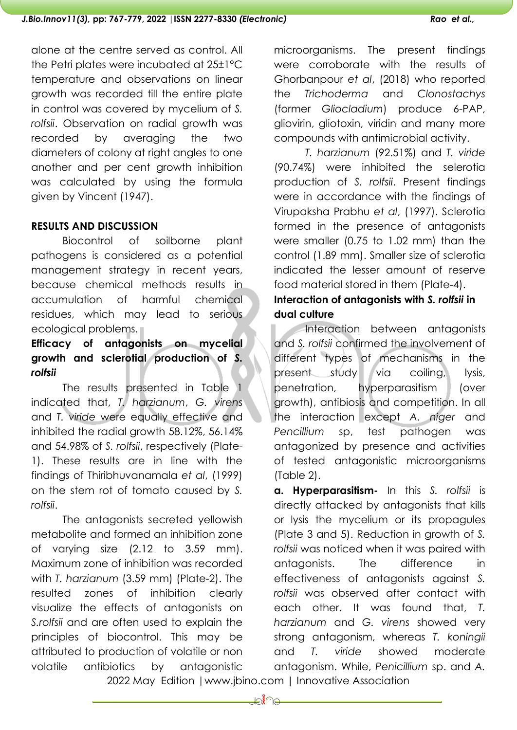alone at the centre served as control. All the Petri plates were incubated at 25±1°C temperature and observations on linear growth was recorded till the entire plate in control was covered by mycelium of *S. rolfsii*. Observation on radial growth was recorded by averaging the two diameters of colony at right angles to one another and per cent growth inhibition was calculated by using the formula given by Vincent (1947).

## RESULTS AND DISCUSSION

Biocontrol of soilborne plant pathogens is considered as a potential management strategy in recent years, because chemical methods results in accumulation of harmful chemical residues, which may lead to serious ecological problems.

### Efficacy of antagonists on mycelial growth and sclerotial production of *S. rolfsii*

The results presented in Table 1 indicated that, *T. harzianum*, *G. virens* and *T. viride* were equally effective and inhibited the radial growth 58.12%, 56.14% and 54.98% of *S. rolfsii*, respectively (Plate-1). These results are in line with the findings of Thiribhuvanamala *et al*, (1999) on the stem rot of tomato caused by *S. rolfsii*.

The antagonists secreted yellowish metabolite and formed an inhibition zone of varying size (2.12 to 3.59 mm). Maximum zone of inhibition was recorded with *T. harzianum* (3.59 mm) (Plate-2). The resulted zones of inhibition clearly visualize the effects of antagonists on *S.rolfsii* and are often used to explain the principles of biocontrol. This may be attributed to production of volatile or non volatile antibiotics by antagonistic microorganisms. The present findings were corroborate with the results of Ghorbanpour *et al*, (2018) who reported the *Trichoderma* and *Clonostachys* (former *Gliocladium*) produce 6-PAP, gliovirin, gliotoxin, viridin and many more compounds with antimicrobial activity.

*T. harzianum* (92.51%) and *T. viride* (90.74%) were inhibited the selerotia production of *S. rolfsii*. Present findings were in accordance with the findings of Virupaksha Prabhu *et al*, (1997). Sclerotia formed in the presence of antagonists were smaller (0.75 to 1.02 mm) than the control (1.89 mm). Smaller size of sclerotia indicated the lesser amount of reserve food material stored in them (Plate-4).

### Interaction of antagonists with *S. rolfsii* in dual culture

Interaction between antagonists and *S. rolfsii* confirmed the involvement of different types of mechanisms in the present study via coiling, lysis, penetration, hyperparasitism (over growth), antibiosis and competition. In all the interaction except *A. niger* and *Pencillium* sp, test pathogen was antagonized by presence and activities of tested antagonistic microorganisms (Table 2).

**a. Hyperparasitism-** In this *S. rolfsii* is directly attacked by antagonists that kills or lysis the mycelium or its propagules (Plate 3 and 5). Reduction in growth of *S. rolfsii* was noticed when it was paired with antagonists. The difference in effectiveness of antagonists against *S. rolfsii* was observed after contact with each other. It was found that, *T. harzianum* and *G. virens* showed very strong antagonism, whereas *T. koningii* and *T. viride* showed moderate antagonism. While, *Penicillium* sp. and *A.*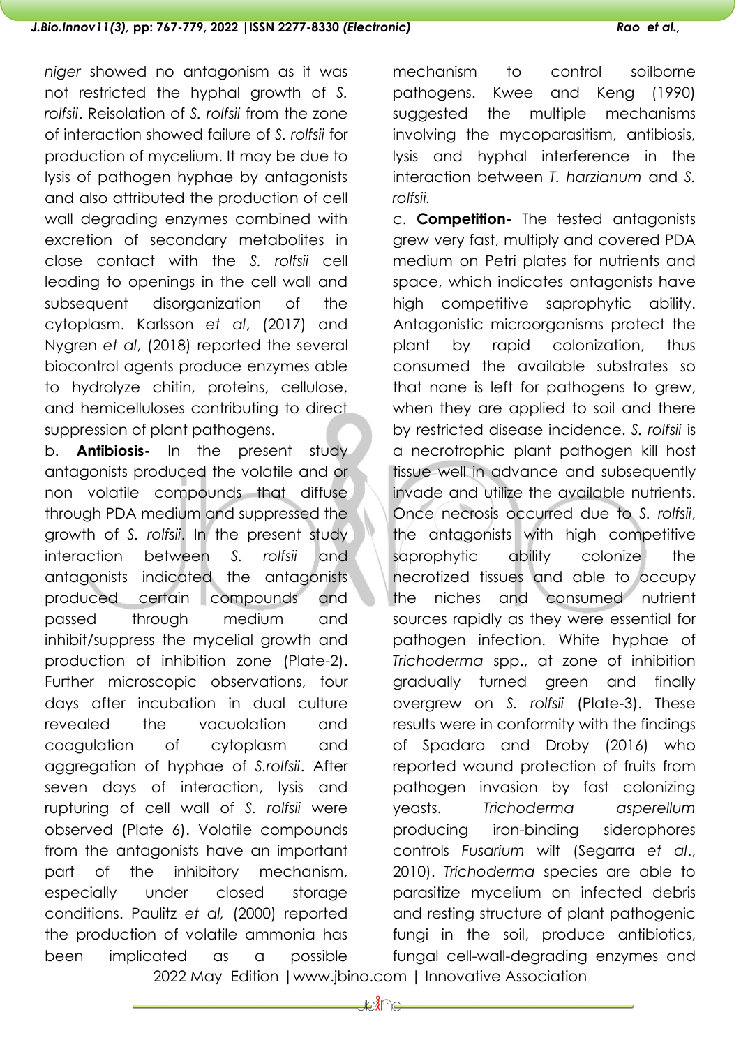*niger* showed no antagonism as it was not restricted the hyphal growth of *S. rolfsii*. Reisolation of *S. rolfsii* from the zone of interaction showed failure of *S. rolfsii* for production of mycelium. It may be due to lysis of pathogen hyphae by antagonists and also attributed the production of cell wall degrading enzymes combined with excretion of secondary metabolites in close contact with the *S. rolfsii* cell leading to openings in the cell wall and subsequent disorganization of the cytoplasm. Karlsson *et al*, (2017) and Nygren *et al*, (2018) reported the several biocontrol agents produce enzymes able to hydrolyze chitin, proteins, cellulose, and hemicelluloses contributing to direct suppression of plant pathogens.

b. **Antibiosis-** In the present study antagonists produced the volatile and or non volatile compounds that diffuse through PDA medium and suppressed the growth of *S. rolfsii*. In the present study interaction between *S. rolfsii* and antagonists indicated the antagonists produced certain compounds and passed through medium and inhibit/suppress the mycelial growth and production of inhibition zone (Plate-2). Further microscopic observations, four days after incubation in dual culture revealed the vacuolation and coagulation of cytoplasm and aggregation of hyphae of *S.rolfsii*. After seven days of interaction, lysis and rupturing of cell wall of *S. rolfsii* were observed (Plate 6). Volatile compounds from the antagonists have an important part of the inhibitory mechanism, especially under closed storage conditions. Paulitz *et al,* (2000) reported the production of volatile ammonia has been implicated as a possible mechanism to control soilborne pathogens. Kwee and Keng (1990) suggested the multiple mechanisms involving the mycoparasitism, antibiosis, lysis and hyphal interference in the interaction between *T. harzianum* and *S. rolfsii.*

c. **Competition-** The tested antagonists grew very fast, multiply and covered PDA medium on Petri plates for nutrients and space, which indicates antagonists have high competitive saprophytic ability. Antagonistic microorganisms protect the plant by rapid colonization, thus consumed the available substrates so that none is left for pathogens to grew, when they are applied to soil and there by restricted disease incidence. *S. rolfsii* is a necrotrophic plant pathogen kill host tissue well in advance and subsequently invade and utilize the available nutrients. Once necrosis occurred due to *S. rolfsii*, the antagonists with high competitive saprophytic ability colonize the necrotized tissues and able to occupy the niches and consumed nutrient sources rapidly as they were essential for pathogen infection. White hyphae of *Trichoderma* spp., at zone of inhibition gradually turned green and finally overgrew on *S. rolfsii* (Plate-3). These results were in conformity with the findings of Spadaro and Droby (2016) who reported wound protection of fruits from pathogen invasion by fast colonizing yeasts. *Trichoderma asperellum* producing iron-binding siderophores controls *Fusarium* wilt (Segarra *et al*., 2010). *Trichoderma* species are able to parasitize mycelium on infected debris and resting structure of plant pathogenic fungi in the soil, produce antibiotics, fungal cell-wall-degrading enzymes and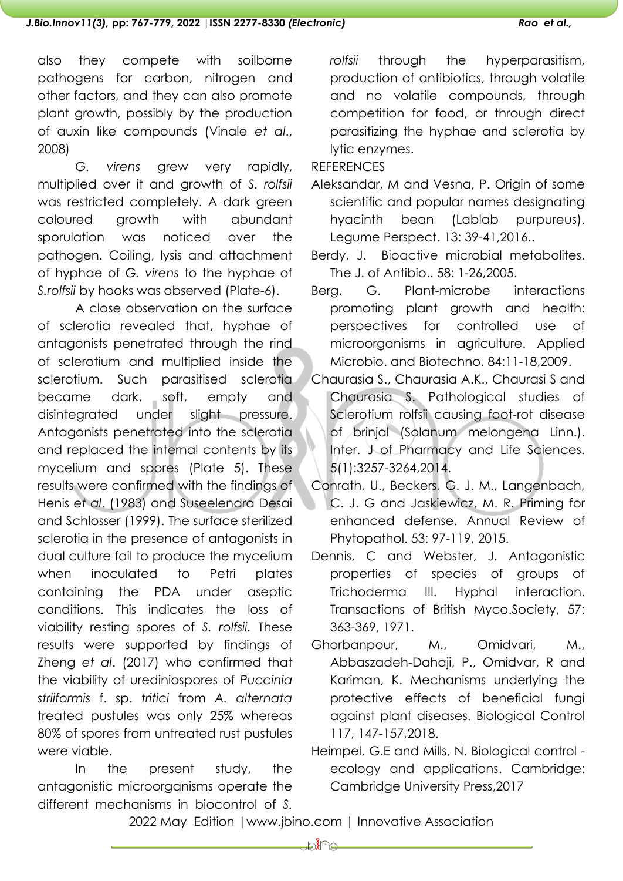also they compete with soilborne pathogens for carbon, nitrogen and other factors, and they can also promote plant growth, possibly by the production of auxin like compounds (Vinale *et al*., 2008)

*G. virens* grew very rapidly, multiplied over it and growth of *S. rolfsii* was restricted completely. A dark green coloured growth with abundant sporulation was noticed over the pathogen. Coiling, lysis and attachment of hyphae of *G. virens* to the hyphae of *S.rolfsii* by hooks was observed (Plate-6).

A close observation on the surface of sclerotia revealed that, hyphae of antagonists penetrated through the rind of sclerotium and multiplied inside the sclerotium. Such parasitised sclerotia became dark, soft, empty and disintegrated under slight pressure. Antagonists penetrated into the sclerotia and replaced the internal contents by its mycelium and spores (Plate 5). These results were confirmed with the findings of Henis *et al*. (1983) and Suseelendra Desai and Schlosser (1999). The surface sterilized sclerotia in the presence of antagonists in dual culture fail to produce the mycelium when inoculated to Petri plates containing the PDA under aseptic conditions. This indicates the loss of viability resting spores of *S. rolfsii.* These results were supported by findings of Zheng *et al*. (2017) who confirmed that the viability of urediniospores of *Puccinia striiformis* f. sp. *tritici* from *A. alternata* treated pustules was only 25% whereas 80% of spores from untreated rust pustules were viable.

In the present study, the antagonistic microorganisms operate the different mechanisms in biocontrol of *S. rolfsii* through the hyperparasitism, production of antibiotics, through volatile and no volatile compounds, through competition for food, or through direct parasitizing the hyphae and sclerotia by lytic enzymes.

## REFERENCES

Aleksandar, M and Vesna, P. Origin of some scientific and popular names designating hyacinth bean (Lablab purpureus). Legume Perspect. 13: 39-41,2016..

Berdy, J. Bioactive microbial metabolites. The J. of Antibio.. 58: 1-26,2005.

Berg, G. Plant-microbe interactions promoting plant growth and health: perspectives for controlled use of microorganisms in agriculture. Applied Microbio. and Biotechno. 84:11-18,2009.

Chaurasia S., Chaurasia A.K., Chaurasi S and Chaurasia S. Pathological studies of Sclerotium rolfsii causing foot-rot disease of brinjal (Solanum melongena Linn.). Inter. J of Pharmacy and Life Sciences. 5(1):3257-3264,2014.

Conrath, U., Beckers, G. J. M., Langenbach, C. J. G and Jaskiewicz, M. R. Priming for enhanced defense. Annual Review of Phytopathol. 53: 97-119, 2015.

Dennis, C and Webster, J. Antagonistic properties of species of groups of Trichoderma III. Hyphal interaction. Transactions of British Myco.Society, 57: 363-369, 1971.

Ghorbanpour, M., Omidvari, M., Abbaszadeh-Dahaji, P., Omidvar, R and Kariman, K. Mechanisms underlying the protective effects of beneficial fungi against plant diseases. Biological Control 117, 147-157,2018.

Heimpel, G.E and Mills, N. Biological control - ecology and applications. Cambridge: Cambridge University Press,2017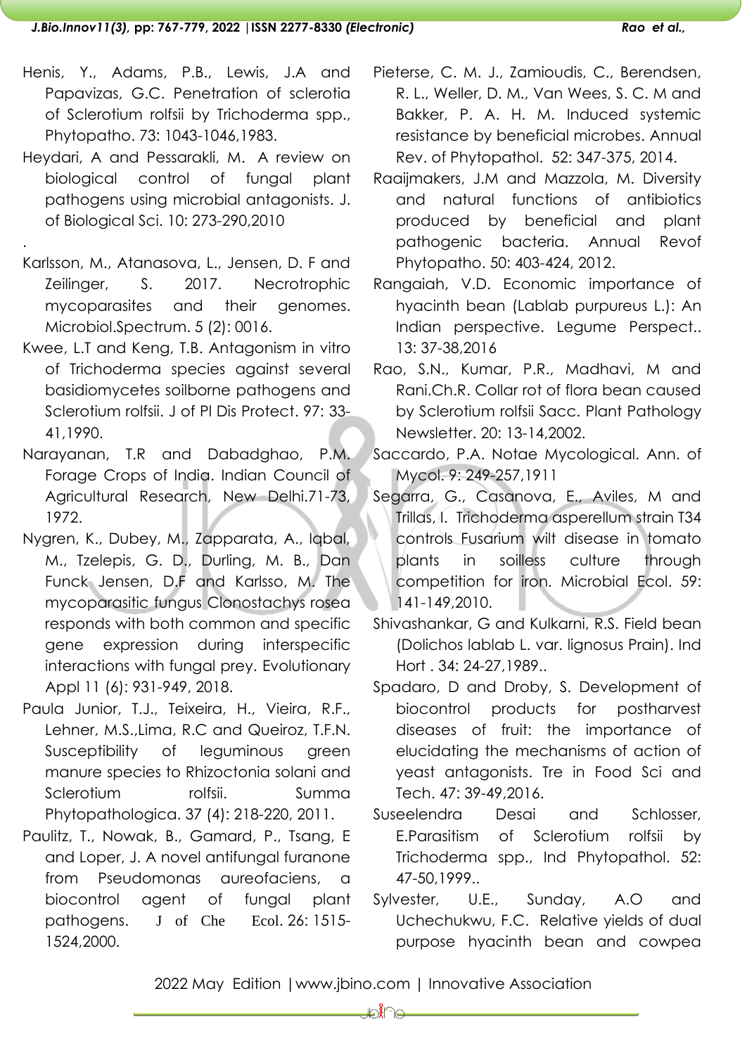Henis, Y., Adams, P.B., Lewis, J.A and Papavizas, G.C. Penetration of sclerotia of Sclerotium rolfsii by Trichoderma spp., Phytopatho. 73: 1043-1046,1983.

Heydari, A and Pessarakli, M. A review on biological control of fungal plant pathogens using microbial antagonists. J. of Biological Sci. 10: 273-290,2010

.

Karlsson, M., Atanasova, L., Jensen, D. F and Zeilinger, S. 2017. Necrotrophic mycoparasites and their genomes. Microbiol.Spectrum. 5 (2): 0016.

Kwee, L.T and Keng, T.B. Antagonism in vitro of Trichoderma species against several basidiomycetes soilborne pathogens and Sclerotium rolfsii. J of Pl Dis Protect. 97: 33-41,1990.

Narayanan, T.R and Dabadghao, P.M. Forage Crops of India. Indian Council of Agricultural Research, New Delhi.71-73, 1972.

Nygren, K., Dubey, M., Zapparata, A., Iqbal, M., Tzelepis, G. D., Durling, M. B., Dan Funck Jensen, D.F and Karlsso, M. The mycoparasitic fungus Clonostachys rosea responds with both common and specific gene expression during interspecific interactions with fungal prey. Evolutionary Appl 11 (6): 931-949, 2018.

Paula Junior, T.J., Teixeira, H., Vieira, R.F., Lehner, M.S.,Lima, R.C and Queiroz, T.F.N. Susceptibility of leguminous green manure species to Rhizoctonia solani and Sclerotium rolfsii. Summa Phytopathologica. 37 (4): 218-220, 2011.

Paulitz, T., Nowak, B., Gamard, P., Tsang, E and Loper, J. A novel antifungal furanone from Pseudomonas aureofaciens, a biocontrol agent of fungal plant pathogens. J of Che Ecol. 26: 1515-1524,2000.

Pieterse, C. M. J., Zamioudis, C., Berendsen, R. L., Weller, D. M., Van Wees, S. C. M and Bakker, P. A. H. M. Induced systemic resistance by beneficial microbes. Annual Rev. of Phytopathol. 52: 347-375, 2014.

Raaijmakers, J.M and Mazzola, M. Diversity and natural functions of antibiotics produced by beneficial and plant pathogenic bacteria. Annual Revof Phytopatho. 50: 403-424, 2012.

Rangaiah, V.D. Economic importance of hyacinth bean (Lablab purpureus L.): An Indian perspective. Legume Perspect.. 13: 37-38,2016

Rao, S.N., Kumar, P.R., Madhavi, M and Rani.Ch.R. Collar rot of flora bean caused by Sclerotium rolfsii Sacc. Plant Pathology Newsletter. 20: 13-14,2002.

Saccardo, P.A. Notae Mycological. Ann. of Mycol. 9: 249-257,1911

Segarra, G., Casanova, E., Aviles, M and Trillas, I. Trichoderma asperellum strain T34 controls Fusarium wilt disease in tomato plants in soilless culture through competition for iron. Microbial Ecol. 59: 141-149,2010.

Shivashankar, G and Kulkarni, R.S. Field bean (Dolichos lablab L. var. lignosus Prain). Ind Hort . 34: 24-27,1989..

Spadaro, D and Droby, S. Development of biocontrol products for postharvest diseases of fruit: the importance of elucidating the mechanisms of action of yeast antagonists. Tre in Food Sci and Tech. 47: 39-49,2016.

Suseelendra Desai and Schlosser, E.Parasitism of Sclerotium rolfsii by Trichoderma spp., Ind Phytopathol. 52: 47-50,1999..

Sylvester, U.E., Sunday, A.O and Uchechukwu, F.C. Relative yields of dual purpose hyacinth bean and cowpea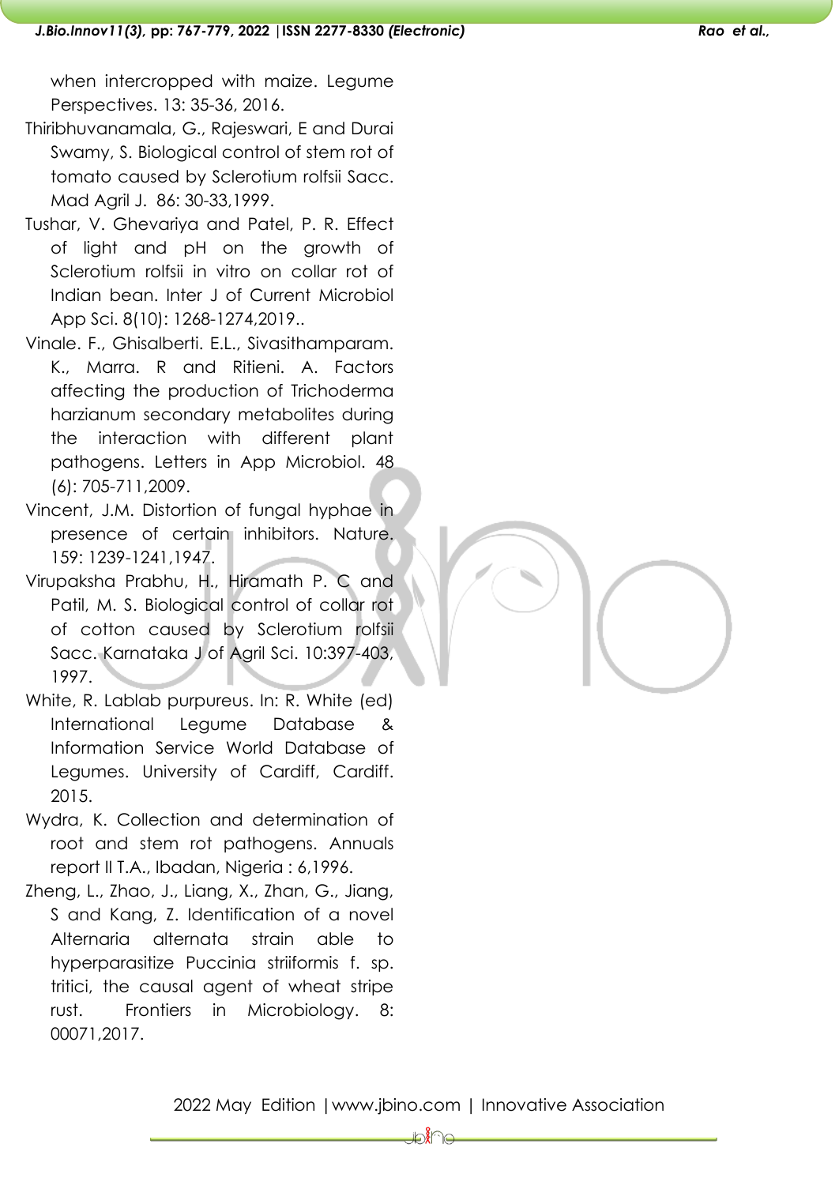when intercropped with maize. Legume Perspectives. 13: 35-36, 2016.

Thiribhuvanamala, G., Rajeswari, E and Durai Swamy, S. Biological control of stem rot of tomato caused by Sclerotium rolfsii Sacc. Mad Agril J. 86: 30-33,1999.

Tushar, V. Ghevariya and Patel, P. R. Effect of light and pH on the growth of Sclerotium rolfsii in vitro on collar rot of Indian bean. Inter J of Current Microbiol App Sci. 8(10): 1268-1274,2019..

Vinale. F., Ghisalberti. E.L., Sivasithamparam. K., Marra. R and Ritieni. A. Factors affecting the production of Trichoderma harzianum secondary metabolites during the interaction with different plant pathogens. Letters in App Microbiol. 48 (6): 705-711,2009.

Vincent, J.M. Distortion of fungal hyphae in presence of certain inhibitors. Nature. 159: 1239-1241,1947.

Virupaksha Prabhu, H., Hiramath P. C and Patil, M. S. Biological control of collar rot of cotton caused by Sclerotium rolfsii Sacc. Karnataka J of Agril Sci. 10:397-403, 1997.

White, R. Lablab purpureus. In: R. White (ed) International Legume Database & Information Service World Database of Legumes. University of Cardiff, Cardiff. 2015.

Wydra, K. Collection and determination of root and stem rot pathogens. Annuals report II T.A., Ibadan, Nigeria : 6,1996.

Zheng, L., Zhao, J., Liang, X., Zhan, G., Jiang, S and Kang, Z. Identification of a novel Alternaria alternata strain able to hyperparasitize Puccinia striiformis f. sp. tritici, the causal agent of wheat stripe rust. Frontiers in Microbiology. 8: 00071,2017.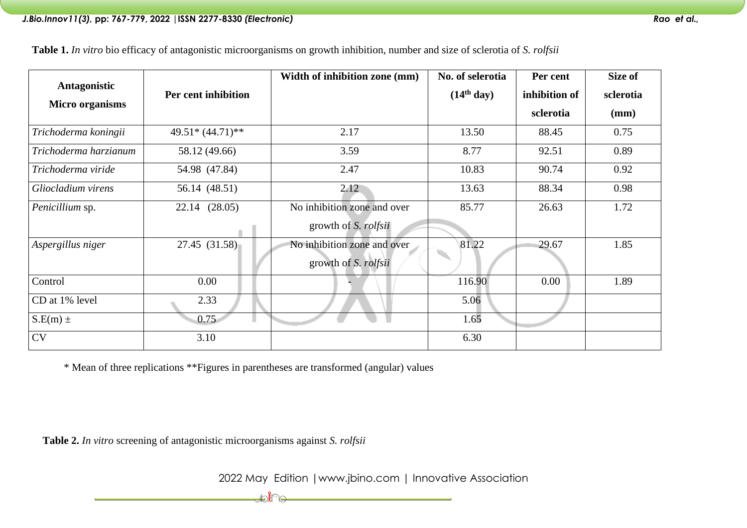**Table 1.** *In vitro* bio efficacy of antagonistic microorganisms on growth inhibition, number and size of sclerotia of *S. rolfsii*

| Antagonistic Micro organisms | Per cent inhibition | Width of inhibition zone (mm) | No. of selerotia (14th day) | Per cent inhibition of sclerotia | Size of sclerotia (mm) |
|---|---|---|---|---|---|
| *Trichoderma koningii* | 49.51* (44.71)** | 2.17 | 13.50 | 88.45 | 0.75 |
| *Trichoderma harzianum* | 58.12 (49.66) | 3.59 | 8.77 | 92.51 | 0.89 |
| *Trichoderma viride* | 54.98 (47.84) | 2.47 | 10.83 | 90.74 | 0.92 |
| *Gliocladium virens* | 56.14 (48.51) | 2.12 | 13.63 | 88.34 | 0.98 |
| *Penicillium* sp. | 22.14 (28.05) | No inhibition zone and over growth of *S. rolfsii* | 85.77 | 26.63 | 1.72 |
| *Aspergillus niger* | 27.45 (31.58) | No inhibition zone and over growth of *S. rolfsii* | 81.22 | 29.67 | 1.85 |
| Control | 0.00 | - | 116.90 | 0.00 | 1.89 |
| CD at 1% level | 2.33 | | 5.06 | | |
| S.E(m) ± | 0.75 | | 1.65 | | |
| CV | 3.10 | | 6.30 | | |

\* Mean of three replications **Figures in parentheses are transformed (angular) values

**Table 2.** *In vitro* screening of antagonistic microorganisms against *S. rolfsii*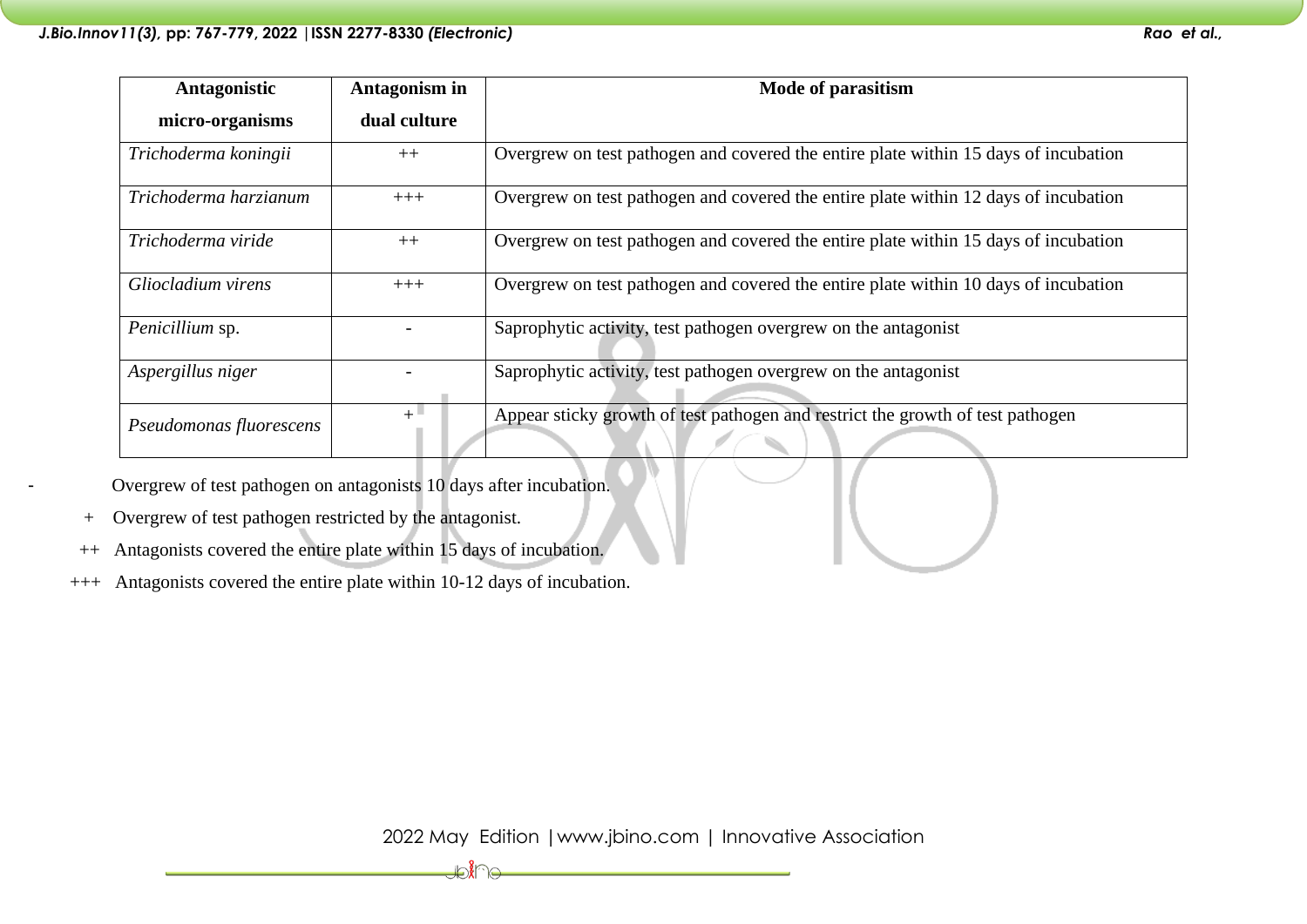| Antagonistic micro-organisms | Antagonism in dual culture | Mode of parasitism |
|---|---|---|
| *Trichoderma koningii* | ++ | Overgrew on test pathogen and covered the entire plate within 15 days of incubation |
| *Trichoderma harzianum* | +++ | Overgrew on test pathogen and covered the entire plate within 12 days of incubation |
| *Trichoderma viride* | ++ | Overgrew on test pathogen and covered the entire plate within 15 days of incubation |
| *Gliocladium virens* | +++ | Overgrew on test pathogen and covered the entire plate within 10 days of incubation |
| *Penicillium* sp. | - | Saprophytic activity, test pathogen overgrew on the antagonist |
| *Aspergillus niger* | - | Saprophytic activity, test pathogen overgrew on the antagonist |
| *Pseudomonas fluorescens* | + | Appear sticky growth of test pathogen and restrict the growth of test pathogen |

- Overgrew of test pathogen on antagonists 10 days after incubation.

+ Overgrew of test pathogen restricted by the antagonist.

++ Antagonists covered the entire plate within 15 days of incubation.

+++ Antagonists covered the entire plate within 10-12 days of incubation.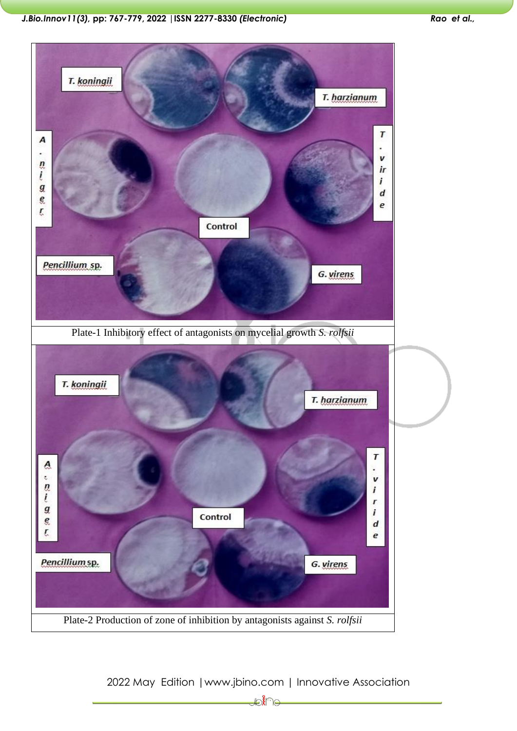Plate-1 Inhibitory effect of antagonists on mycelial growth *S. rolfsii*

Plate-2 Production of zone of inhibition by antagonists against *S. rolfsii*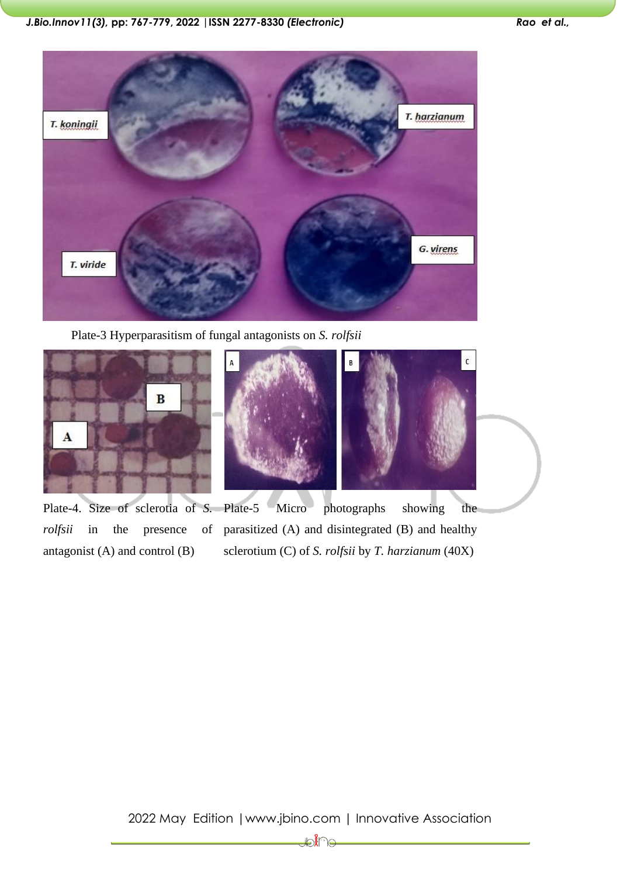Plate-3 Hyperparasitism of fungal antagonists on *S. rolfsii*

Plate-4. Size of sclerotia of *S. rolfsii* in the presence of antagonist (A) and control (B)

Plate-5 Micro photographs showing the parasitized (A) and disintegrated (B) and healthy sclerotium (C) of *S. rolfsii* by *T. harzianum* (40X)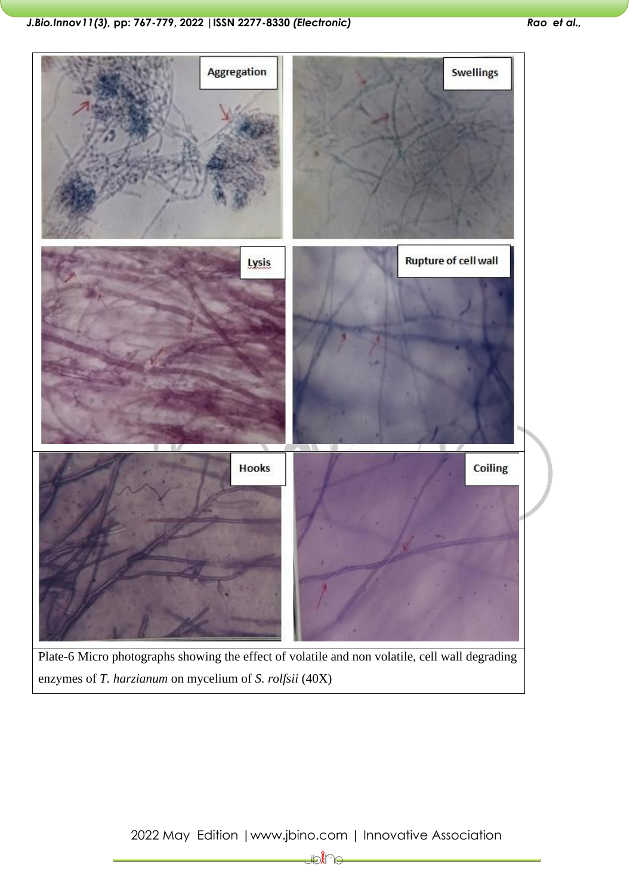Aggregation

Swellings

Lysis

Rupture of cell wall

Hooks

Coiling

Plate-6 Micro photographs showing the effect of volatile and non volatile, cell wall degrading enzymes of *T. harzianum* on mycelium of *S. rolfsii* (40X)